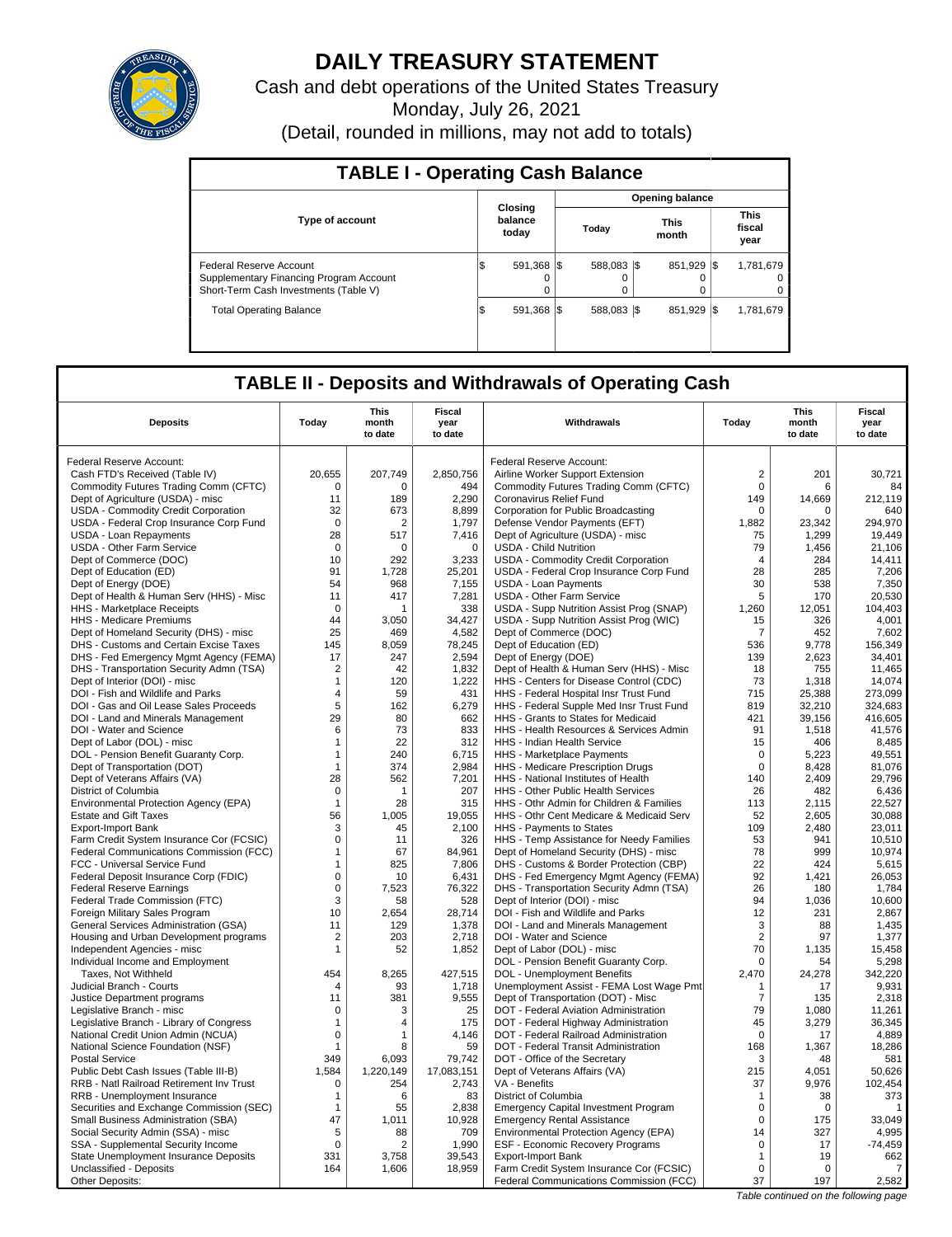# DAILY TREASURY STATEMENT

Cash and debt operations of the United States Treasury

Monday, July 26, 2021

(Detail, rounded in millions, may not add to totals)

## TABLE I - Operating Cash Balance

| Type of account | Closing balance today | Opening balance Today | Opening balance This month | Opening balance This fiscal year |
|---|---|---|---|---|
| Federal Reserve Account | $ 591,368 | $ 588,083 | $ 851,929 | $ 1,781,679 |
| Supplementary Financing Program Account | 0 | 0 | 0 | 0 |
| Short-Term Cash Investments (Table V) | 0 | 0 | 0 | 0 |
| Total Operating Balance | $ 591,368 | $ 588,083 | $ 851,929 | $ 1,781,679 |

## TABLE II - Deposits and Withdrawals of Operating Cash

| Deposits | Today | This month to date | Fiscal year to date | Withdrawals | Today | This month to date | Fiscal year to date |
|---|---|---|---|---|---|---|---|
| Federal Reserve Account: | | | | Federal Reserve Account: | | | |
| Cash FTD's Received (Table IV) | 20,655 | 207,749 | 2,850,756 | Airline Worker Support Extension | 2 | 201 | 30,721 |
| Commodity Futures Trading Comm (CFTC) | 0 | 0 | 494 | Commodity Futures Trading Comm (CFTC) | 0 | 6 | 84 |
| Dept of Agriculture (USDA) - misc | 11 | 189 | 2,290 | Coronavirus Relief Fund | 149 | 14,669 | 212,119 |
| USDA - Commodity Credit Corporation | 32 | 673 | 8,899 | Corporation for Public Broadcasting | 0 | 0 | 640 |
| USDA - Federal Crop Insurance Corp Fund | 0 | 2 | 1,797 | Defense Vendor Payments (EFT) | 1,882 | 23,342 | 294,970 |
| USDA - Loan Repayments | 28 | 517 | 7,416 | Dept of Agriculture (USDA) - misc | 75 | 1,299 | 19,449 |
| USDA - Other Farm Service | 0 | 0 | 0 | USDA - Child Nutrition | 79 | 1,456 | 21,106 |
| Dept of Commerce (DOC) | 10 | 292 | 3,233 | USDA - Commodity Credit Corporation | 4 | 284 | 14,411 |
| Dept of Education (ED) | 91 | 1,728 | 25,201 | USDA - Federal Crop Insurance Corp Fund | 28 | 285 | 7,206 |
| Dept of Energy (DOE) | 54 | 968 | 7,155 | USDA - Loan Payments | 30 | 538 | 7,350 |
| Dept of Health & Human Serv (HHS) - Misc | 11 | 417 | 7,281 | USDA - Other Farm Service | 5 | 170 | 20,530 |
| HHS - Marketplace Receipts | 0 | 1 | 338 | USDA - Supp Nutrition Assist Prog (SNAP) | 1,260 | 12,051 | 104,403 |
| HHS - Medicare Premiums | 44 | 3,050 | 34,427 | USDA - Supp Nutrition Assist Prog (WIC) | 15 | 326 | 4,001 |
| Dept of Homeland Security (DHS) - misc | 25 | 469 | 4,582 | Dept of Commerce (DOC) | 7 | 452 | 7,602 |
| DHS - Customs and Certain Excise Taxes | 145 | 8,059 | 78,245 | Dept of Education (ED) | 536 | 9,778 | 156,349 |
| DHS - Fed Emergency Mgmt Agency (FEMA) | 17 | 247 | 2,594 | Dept of Energy (DOE) | 139 | 2,623 | 34,401 |
| DHS - Transportation Security Admn (TSA) | 2 | 42 | 1,832 | Dept of Health & Human Serv (HHS) - Misc | 18 | 755 | 11,465 |
| Dept of Interior (DOI) - misc | 1 | 120 | 1,222 | HHS - Centers for Disease Control (CDC) | 73 | 1,318 | 14,074 |
| DOI - Fish and Wildlife and Parks | 4 | 59 | 431 | HHS - Federal Hospital Insr Trust Fund | 715 | 25,388 | 273,099 |
| DOI - Gas and Oil Lease Sales Proceeds | 5 | 162 | 6,279 | HHS - Federal Supple Med Insr Trust Fund | 819 | 32,210 | 324,683 |
| DOI - Land and Minerals Management | 29 | 80 | 662 | HHS - Grants to States for Medicaid | 421 | 39,156 | 416,605 |
| DOI - Water and Science | 6 | 73 | 833 | HHS - Health Resources & Services Admin | 91 | 1,518 | 41,576 |
| Dept of Labor (DOL) - misc | 1 | 22 | 312 | HHS - Indian Health Service | 15 | 406 | 8,485 |
| DOL - Pension Benefit Guaranty Corp. | 1 | 240 | 6,715 | HHS - Marketplace Payments | 0 | 5,223 | 49,551 |
| Dept of Transportation (DOT) | 1 | 374 | 2,984 | HHS - Medicare Prescription Drugs | 0 | 8,428 | 81,076 |
| Dept of Veterans Affairs (VA) | 28 | 562 | 7,201 | HHS - National Institutes of Health | 140 | 2,409 | 29,796 |
| District of Columbia | 0 | 1 | 207 | HHS - Other Public Health Services | 26 | 482 | 6,436 |
| Environmental Protection Agency (EPA) | 1 | 28 | 315 | HHS - Othr Admin for Children & Families | 113 | 2,115 | 22,527 |
| Estate and Gift Taxes | 56 | 1,005 | 19,055 | HHS - Othr Cent Medicare & Medicaid Serv | 52 | 2,605 | 30,088 |
| Export-Import Bank | 3 | 45 | 2,100 | HHS - Payments to States | 109 | 2,480 | 23,011 |
| Farm Credit System Insurance Cor (FCSIC) | 0 | 11 | 326 | HHS - Temp Assistance for Needy Families | 53 | 941 | 10,510 |
| Federal Communications Commission (FCC) | 1 | 67 | 84,961 | Dept of Homeland Security (DHS) - misc | 78 | 999 | 10,974 |
| FCC - Universal Service Fund | 1 | 825 | 7,806 | DHS - Customs & Border Protection (CBP) | 22 | 424 | 5,615 |
| Federal Deposit Insurance Corp (FDIC) | 0 | 10 | 6,431 | DHS - Fed Emergency Mgmt Agency (FEMA) | 92 | 1,421 | 26,053 |
| Federal Reserve Earnings | 0 | 7,523 | 76,322 | DHS - Transportation Security Admn (TSA) | 26 | 180 | 1,784 |
| Federal Trade Commission (FTC) | 3 | 58 | 528 | Dept of Interior (DOI) - misc | 94 | 1,036 | 10,600 |
| Foreign Military Sales Program | 10 | 2,654 | 28,714 | DOI - Fish and Wildlife and Parks | 12 | 231 | 2,867 |
| General Services Administration (GSA) | 11 | 129 | 1,378 | DOI - Land and Minerals Management | 3 | 88 | 1,435 |
| Housing and Urban Development programs | 2 | 203 | 2,718 | DOI - Water and Science | 2 | 97 | 1,377 |
| Independent Agencies - misc | 1 | 52 | 1,852 | Dept of Labor (DOL) - misc | 70 | 1,135 | 15,458 |
| Individual Income and Employment | | | | DOL - Pension Benefit Guaranty Corp. | 0 | 54 | 5,298 |
| Taxes, Not Withheld | 454 | 8,265 | 427,515 | DOL - Unemployment Benefits | 2,470 | 24,278 | 342,220 |
| Judicial Branch - Courts | 4 | 93 | 1,718 | Unemployment Assist - FEMA Lost Wage Pmt | 1 | 17 | 9,931 |
| Justice Department programs | 11 | 381 | 9,555 | Dept of Transportation (DOT) - Misc | 7 | 135 | 2,318 |
| Legislative Branch - misc | 0 | 3 | 25 | DOT - Federal Aviation Administration | 79 | 1,080 | 11,261 |
| Legislative Branch - Library of Congress | 1 | 4 | 175 | DOT - Federal Highway Administration | 45 | 3,279 | 36,345 |
| National Credit Union Admin (NCUA) | 0 | 1 | 4,146 | DOT - Federal Railroad Administration | 0 | 17 | 4,889 |
| National Science Foundation (NSF) | 1 | 8 | 59 | DOT - Federal Transit Administration | 168 | 1,367 | 18,286 |
| Postal Service | 349 | 6,093 | 79,742 | DOT - Office of the Secretary | 3 | 48 | 581 |
| Public Debt Cash Issues (Table III-B) | 1,584 | 1,220,149 | 17,083,151 | Dept of Veterans Affairs (VA) | 215 | 4,051 | 50,626 |
| RRB - Natl Railroad Retirement Inv Trust | 0 | 254 | 2,743 | VA - Benefits | 37 | 9,976 | 102,454 |
| RRB - Unemployment Insurance | 1 | 6 | 83 | District of Columbia | 1 | 38 | 373 |
| Securities and Exchange Commission (SEC) | 1 | 55 | 2,838 | Emergency Capital Investment Program | 0 | 0 | 1 |
| Small Business Administration (SBA) | 47 | 1,011 | 10,928 | Emergency Rental Assistance | 0 | 175 | 33,049 |
| Social Security Admin (SSA) - misc | 5 | 88 | 709 | Environmental Protection Agency (EPA) | 14 | 327 | 4,995 |
| SSA - Supplemental Security Income | 0 | 2 | 1,990 | ESF - Economic Recovery Programs | 0 | 17 | -74,459 |
| State Unemployment Insurance Deposits | 331 | 3,758 | 39,543 | Export-Import Bank | 1 | 19 | 662 |
| Unclassified - Deposits | 164 | 1,606 | 18,959 | Farm Credit System Insurance Cor (FCSIC) | 0 | 0 | 7 |
| Other Deposits: | | | | Federal Communications Commission (FCC) | 37 | 197 | 2,582 |

*Table continued on the following page*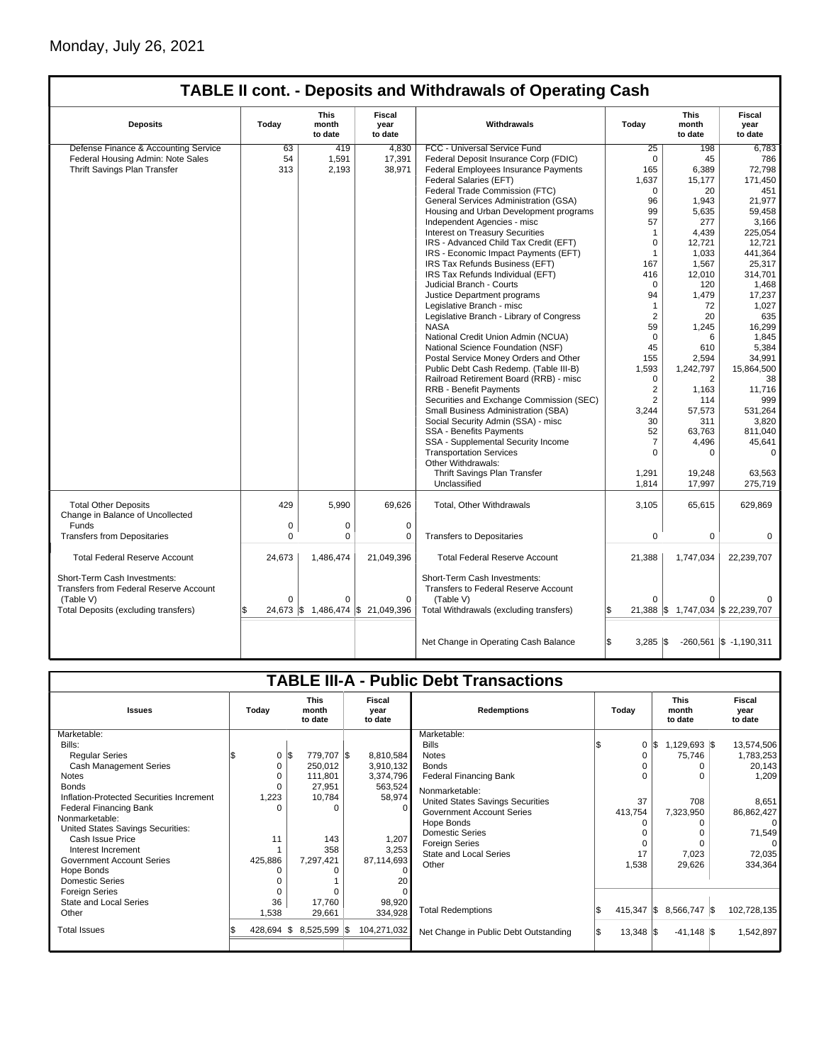Monday, July 26, 2021

## TABLE II cont. - Deposits and Withdrawals of Operating Cash

| Deposits | Today | This month to date | Fiscal year to date | Withdrawals | Today | This month to date | Fiscal year to date |
|---|---|---|---|---|---|---|---|
| Defense Finance & Accounting Service | 63 | 419 | 4,830 | FCC - Universal Service Fund | 25 | 198 | 6,783 |
| Federal Housing Admin: Note Sales | 54 | 1,591 | 17,391 | Federal Deposit Insurance Corp (FDIC) | 0 | 45 | 786 |
| Thrift Savings Plan Transfer | 313 | 2,193 | 38,971 | Federal Employees Insurance Payments | 165 | 6,389 | 72,798 |
| | | | | Federal Salaries (EFT) | 1,637 | 15,177 | 171,450 |
| | | | | Federal Trade Commission (FTC) | 0 | 20 | 451 |
| | | | | General Services Administration (GSA) | 96 | 1,943 | 21,977 |
| | | | | Housing and Urban Development programs | 99 | 5,635 | 59,458 |
| | | | | Independent Agencies - misc | 57 | 277 | 3,166 |
| | | | | Interest on Treasury Securities | 1 | 4,439 | 225,054 |
| | | | | IRS - Advanced Child Tax Credit (EFT) | 0 | 12,721 | 12,721 |
| | | | | IRS - Economic Impact Payments (EFT) | 1 | 1,033 | 441,364 |
| | | | | IRS Tax Refunds Business (EFT) | 167 | 1,567 | 25,317 |
| | | | | IRS Tax Refunds Individual (EFT) | 416 | 12,010 | 314,701 |
| | | | | Judicial Branch - Courts | 0 | 120 | 1,468 |
| | | | | Justice Department programs | 94 | 1,479 | 17,237 |
| | | | | Legislative Branch - misc | 1 | 72 | 1,027 |
| | | | | Legislative Branch - Library of Congress | 2 | 20 | 635 |
| | | | | NASA | 59 | 1,245 | 16,299 |
| | | | | National Credit Union Admin (NCUA) | 0 | 6 | 1,845 |
| | | | | National Science Foundation (NSF) | 45 | 610 | 5,384 |
| | | | | Postal Service Money Orders and Other | 155 | 2,594 | 34,991 |
| | | | | Public Debt Cash Redemp. (Table III-B) | 1,593 | 1,242,797 | 15,864,500 |
| | | | | Railroad Retirement Board (RRB) - misc | 0 | 2 | 38 |
| | | | | RRB - Benefit Payments | 2 | 1,163 | 11,716 |
| | | | | Securities and Exchange Commission (SEC) | 2 | 114 | 999 |
| | | | | Small Business Administration (SBA) | 3,244 | 57,573 | 531,264 |
| | | | | Social Security Admin (SSA) - misc | 30 | 311 | 3,820 |
| | | | | SSA - Benefits Payments | 52 | 63,763 | 811,040 |
| | | | | SSA - Supplemental Security Income | 7 | 4,496 | 45,641 |
| | | | | Transportation Services | 0 | 0 | 0 |
| | | | | Other Withdrawals: | | | |
| | | | | Thrift Savings Plan Transfer | 1,291 | 19,248 | 63,563 |
| | | | | Unclassified | 1,814 | 17,997 | 275,719 |
| Total Other Deposits | 429 | 5,990 | 69,626 | Total, Other Withdrawals | 3,105 | 65,615 | 629,869 |
| Change in Balance of Uncollected Funds | 0 | 0 | 0 | | | | |
| Transfers from Depositaries | 0 | 0 | 0 | Transfers to Depositaries | 0 | 0 | 0 |
| Total Federal Reserve Account | 24,673 | 1,486,474 | 21,049,396 | Total Federal Reserve Account | 21,388 | 1,747,034 | 22,239,707 |
| Short-Term Cash Investments: Transfers from Federal Reserve Account (Table V) | 0 | 0 | 0 | Short-Term Cash Investments: Transfers to Federal Reserve Account (Table V) | 0 | 0 | 0 |
| Total Deposits (excluding transfers) | $ 24,673 | $ 1,486,474 | $ 21,049,396 | Total Withdrawals (excluding transfers) | $ 21,388 | $ 1,747,034 | $ 22,239,707 |
| | | | | Net Change in Operating Cash Balance | $ 3,285 | $ -260,561 | $ -1,190,311 |

## TABLE III-A - Public Debt Transactions

| Issues | Today | This month to date | Fiscal year to date | Redemptions | Today | This month to date | Fiscal year to date |
|---|---|---|---|---|---|---|---|
| Marketable: | | | | Marketable: | | | |
| Bills: | | | | Bills | $ 0 | $ 1,129,693 | $ 13,574,506 |
| Regular Series | $ 0 | $ 779,707 | $ 8,810,584 | Notes | 0 | 75,746 | 1,783,253 |
| Cash Management Series | 0 | 250,012 | 3,910,132 | Bonds | 0 | 0 | 20,143 |
| Notes | 0 | 111,801 | 3,374,796 | Federal Financing Bank | 0 | 0 | 1,209 |
| Bonds | 0 | 27,951 | 563,524 | Nonmarketable: | | | |
| Inflation-Protected Securities Increment | 1,223 | 10,784 | 58,974 | United States Savings Securities | 37 | 708 | 8,651 |
| Federal Financing Bank | 0 | 0 | 0 | Government Account Series | 413,754 | 7,323,950 | 86,862,427 |
| Nonmarketable: | | | | Hope Bonds | 0 | 0 | 0 |
| United States Savings Securities: | | | | Domestic Series | 0 | 0 | 71,549 |
| Cash Issue Price | 11 | 143 | 1,207 | Foreign Series | 0 | 0 | 0 |
| Interest Increment | 1 | 358 | 3,253 | State and Local Series | 17 | 7,023 | 72,035 |
| Government Account Series | 425,886 | 7,297,421 | 87,114,693 | Other | 1,538 | 29,626 | 334,364 |
| Hope Bonds | 0 | 0 | 0 | | | | |
| Domestic Series | 0 | 1 | 20 | | | | |
| Foreign Series | 0 | 0 | 0 | | | | |
| State and Local Series | 36 | 17,760 | 98,920 | | | | |
| Other | 1,538 | 29,661 | 334,928 | Total Redemptions | $ 415,347 | $ 8,566,747 | $ 102,728,135 |
| Total Issues | $ 428,694 | $ 8,525,599 | $ 104,271,032 | Net Change in Public Debt Outstanding | $ 13,348 | $ -41,148 | $ 1,542,897 |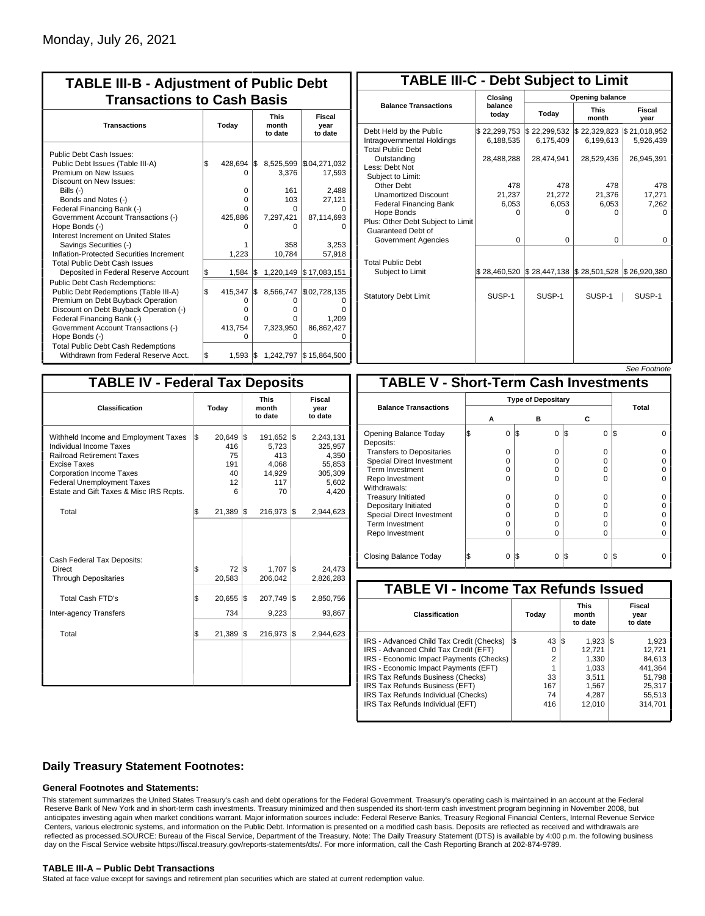Monday, July 26, 2021

## TABLE III-B - Adjustment of Public Debt Transactions to Cash Basis

| Transactions | Today | This month to date | Fiscal year to date |
|---|---|---|---|
| Public Debt Cash Issues: | | | |
| Public Debt Issues (Table III-A) | $ 428,694 | $ 8,525,599 | $104,271,032 |
| Premium on New Issues | 0 | 3,376 | 17,593 |
| Discount on New Issues: | | | |
| Bills (-) | 0 | 161 | 2,488 |
| Bonds and Notes (-) | 0 | 103 | 27,121 |
| Federal Financing Bank (-) | 0 | 0 | 0 |
| Government Account Transactions (-) | 425,886 | 7,297,421 | 87,114,693 |
| Hope Bonds (-) | 0 | 0 | 0 |
| Interest Increment on United States Savings Securities (-) | 1 | 358 | 3,253 |
| Inflation-Protected Securities Increment | 1,223 | 10,784 | 57,918 |
| Total Public Debt Cash Issues Deposited in Federal Reserve Account | $ 1,584 | $ 1,220,149 | $ 17,083,151 |
| Public Debt Cash Redemptions: | | | |
| Public Debt Redemptions (Table III-A) | $ 415,347 | $ 8,566,747 | $102,728,135 |
| Premium on Debt Buyback Operation | 0 | 0 | 0 |
| Discount on Debt Buyback Operation (-) | 0 | 0 | 0 |
| Federal Financing Bank (-) | 0 | 0 | 1,209 |
| Government Account Transactions (-) | 413,754 | 7,323,950 | 86,862,427 |
| Hope Bonds (-) | 0 | 0 | 0 |
| Total Public Debt Cash Redemptions Withdrawn from Federal Reserve Acct. | $ 1,593 | $ 1,242,797 | $ 15,864,500 |

## TABLE III-C - Debt Subject to Limit

| Balance Transactions | Closing balance today | Opening balance Today | Opening balance This month | Opening balance Fiscal year |
|---|---|---|---|---|
| Debt Held by the Public | $ 22,299,753 | $ 22,299,532 | $ 22,329,823 | $ 21,018,952 |
| Intragovernmental Holdings | 6,188,535 | 6,175,409 | 6,199,613 | 5,926,439 |
| Total Public Debt Outstanding | 28,488,288 | 28,474,941 | 28,529,436 | 26,945,391 |
| Less: Debt Not Subject to Limit: | | | | |
| Other Debt | 478 | 478 | 478 | 478 |
| Unamortized Discount | 21,237 | 21,272 | 21,376 | 17,271 |
| Federal Financing Bank | 6,053 | 6,053 | 6,053 | 7,262 |
| Hope Bonds | 0 | 0 | 0 | 0 |
| Plus: Other Debt Subject to Limit Guaranteed Debt of Government Agencies | 0 | 0 | 0 | 0 |
| Total Public Debt Subject to Limit | $ 28,460,520 | $ 28,447,138 | $ 28,501,528 | $ 26,920,380 |
| Statutory Debt Limit | SUSP-1 | SUSP-1 | SUSP-1 | SUSP-1 |

*See Footnote*

## TABLE IV - Federal Tax Deposits

| Classification | Today | This month to date | Fiscal year to date |
|---|---|---|---|
| Withheld Income and Employment Taxes | $ 20,649 | $ 191,652 | $ 2,243,131 |
| Individual Income Taxes | 416 | 5,723 | 325,957 |
| Railroad Retirement Taxes | 75 | 413 | 4,350 |
| Excise Taxes | 191 | 4,068 | 55,853 |
| Corporation Income Taxes | 40 | 14,929 | 305,309 |
| Federal Unemployment Taxes | 12 | 117 | 5,602 |
| Estate and Gift Taxes & Misc IRS Rcpts. | 6 | 70 | 4,420 |
| Total | $ 21,389 | $ 216,973 | $ 2,944,623 |
| Cash Federal Tax Deposits: | | | |
| Direct | $ 72 | $ 1,707 | $ 24,473 |
| Through Depositaries | 20,583 | 206,042 | 2,826,283 |
| Total Cash FTD's | $ 20,655 | $ 207,749 | $ 2,850,756 |
| Inter-agency Transfers | 734 | 9,223 | 93,867 |
| Total | $ 21,389 | $ 216,973 | $ 2,944,623 |

## TABLE V - Short-Term Cash Investments

| Balance Transactions | Type of Depositary A | Type of Depositary B | Type of Depositary C | Total |
|---|---|---|---|---|
| Opening Balance Today | $ 0 | $ 0 | $ 0 | $ 0 |
| Deposits: | | | | |
| Transfers to Depositaries | 0 | 0 | 0 | 0 |
| Special Direct Investment | 0 | 0 | 0 | 0 |
| Term Investment | 0 | 0 | 0 | 0 |
| Repo Investment | 0 | 0 | 0 | 0 |
| Withdrawals: | | | | |
| Treasury Initiated | 0 | 0 | 0 | 0 |
| Depositary Initiated | 0 | 0 | 0 | 0 |
| Special Direct Investment | 0 | 0 | 0 | 0 |
| Term Investment | 0 | 0 | 0 | 0 |
| Repo Investment | 0 | 0 | 0 | 0 |
| Closing Balance Today | $ 0 | $ 0 | $ 0 | $ 0 |

## TABLE VI - Income Tax Refunds Issued

| Classification | Today | This month to date | Fiscal year to date |
|---|---|---|---|
| IRS - Advanced Child Tax Credit (Checks) | $ 43 | $ 1,923 | $ 1,923 |
| IRS - Advanced Child Tax Credit (EFT) | 0 | 12,721 | 12,721 |
| IRS - Economic Impact Payments (Checks) | 2 | 1,330 | 84,613 |
| IRS - Economic Impact Payments (EFT) | 1 | 1,033 | 441,364 |
| IRS Tax Refunds Business (Checks) | 33 | 3,511 | 51,798 |
| IRS Tax Refunds Business (EFT) | 167 | 1,567 | 25,317 |
| IRS Tax Refunds Individual (Checks) | 74 | 4,287 | 55,513 |
| IRS Tax Refunds Individual (EFT) | 416 | 12,010 | 314,701 |

## Daily Treasury Statement Footnotes:

### General Footnotes and Statements:

This statement summarizes the United States Treasury's cash and debt operations for the Federal Government. Treasury's operating cash is maintained in an account at the Federal Reserve Bank of New York and in short-term cash investments. Treasury minimized and then suspended its short-term cash investment program beginning in November 2008, but anticipates investing again when market conditions warrant. Major information sources include: Federal Reserve Banks, Treasury Regional Financial Centers, Internal Revenue Service Centers, various electronic systems, and information on the Public Debt. Information is presented on a modified cash basis. Deposits are reflected as received and withdrawals are reflected as processed.SOURCE: Bureau of the Fiscal Service, Department of the Treasury. Note: The Daily Treasury Statement (DTS) is available by 4:00 p.m. the following business day on the Fiscal Service website https://fiscal.treasury.gov/reports-statements/dts/. For more information, call the Cash Reporting Branch at 202-874-9789.

### TABLE III-A – Public Debt Transactions

Stated at face value except for savings and retirement plan securities which are stated at current redemption value.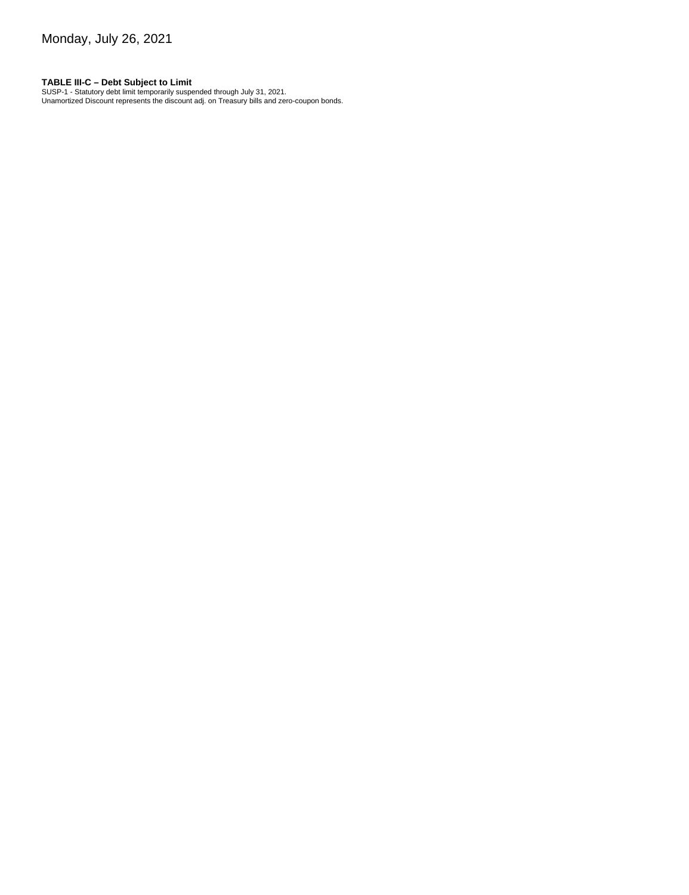Monday, July 26, 2021

**TABLE III-C – Debt Subject to Limit**

SUSP-1 - Statutory debt limit temporarily suspended through July 31, 2021.

Unamortized Discount represents the discount adj. on Treasury bills and zero-coupon bonds.